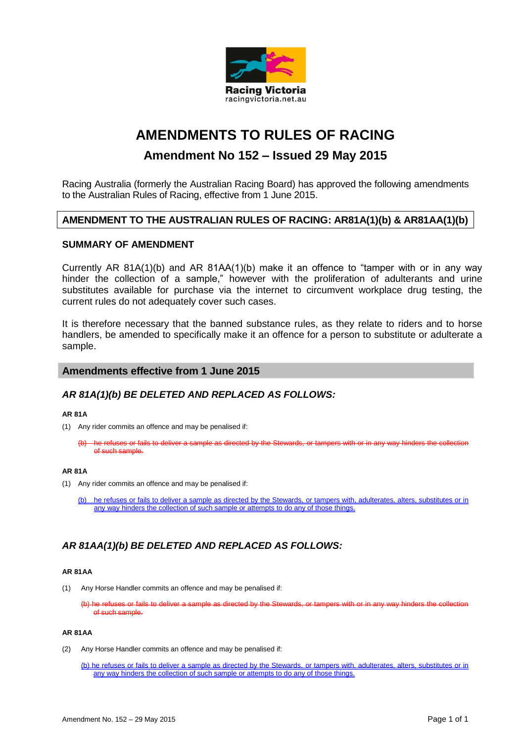Racing Victoria
racingvictoria.net.au

# AMENDMENTS TO RULES OF RACING

## Amendment No 152 – Issued 29 May 2015

Racing Australia (formerly the Australian Racing Board) has approved the following amendments to the Australian Rules of Racing, effective from 1 June 2015.

### AMENDMENT TO THE AUSTRALIAN RULES OF RACING: AR81A(1)(b) & AR81AA(1)(b)

### SUMMARY OF AMENDMENT

Currently AR 81A(1)(b) and AR 81AA(1)(b) make it an offence to "tamper with or in any way hinder the collection of a sample," however with the proliferation of adulterants and urine substitutes available for purchase via the internet to circumvent workplace drug testing, the current rules do not adequately cover such cases.

It is therefore necessary that the banned substance rules, as they relate to riders and to horse handlers, be amended to specifically make it an offence for a person to substitute or adulterate a sample.

### Amendments effective from 1 June 2015

### *AR 81A(1)(b) BE DELETED AND REPLACED AS FOLLOWS:*

**AR 81A**

(1) Any rider commits an offence and may be penalised if:

~~(b) he refuses or fails to deliver a sample as directed by the Stewards, or tampers with or in any way hinders the collection of such sample.~~

**AR 81A**

(1) Any rider commits an offence and may be penalised if:

(b) he refuses or fails to deliver a sample as directed by the Stewards, or tampers with, adulterates, alters, substitutes or in any way hinders the collection of such sample or attempts to do any of those things.

### *AR 81AA(1)(b) BE DELETED AND REPLACED AS FOLLOWS:*

**AR 81AA**

(1) Any Horse Handler commits an offence and may be penalised if:

~~(b) he refuses or fails to deliver a sample as directed by the Stewards, or tampers with or in any way hinders the collection of such sample.~~

**AR 81AA**

(2) Any Horse Handler commits an offence and may be penalised if:

(b) he refuses or fails to deliver a sample as directed by the Stewards, or tampers with, adulterates, alters, substitutes or in any way hinders the collection of such sample or attempts to do any of those things.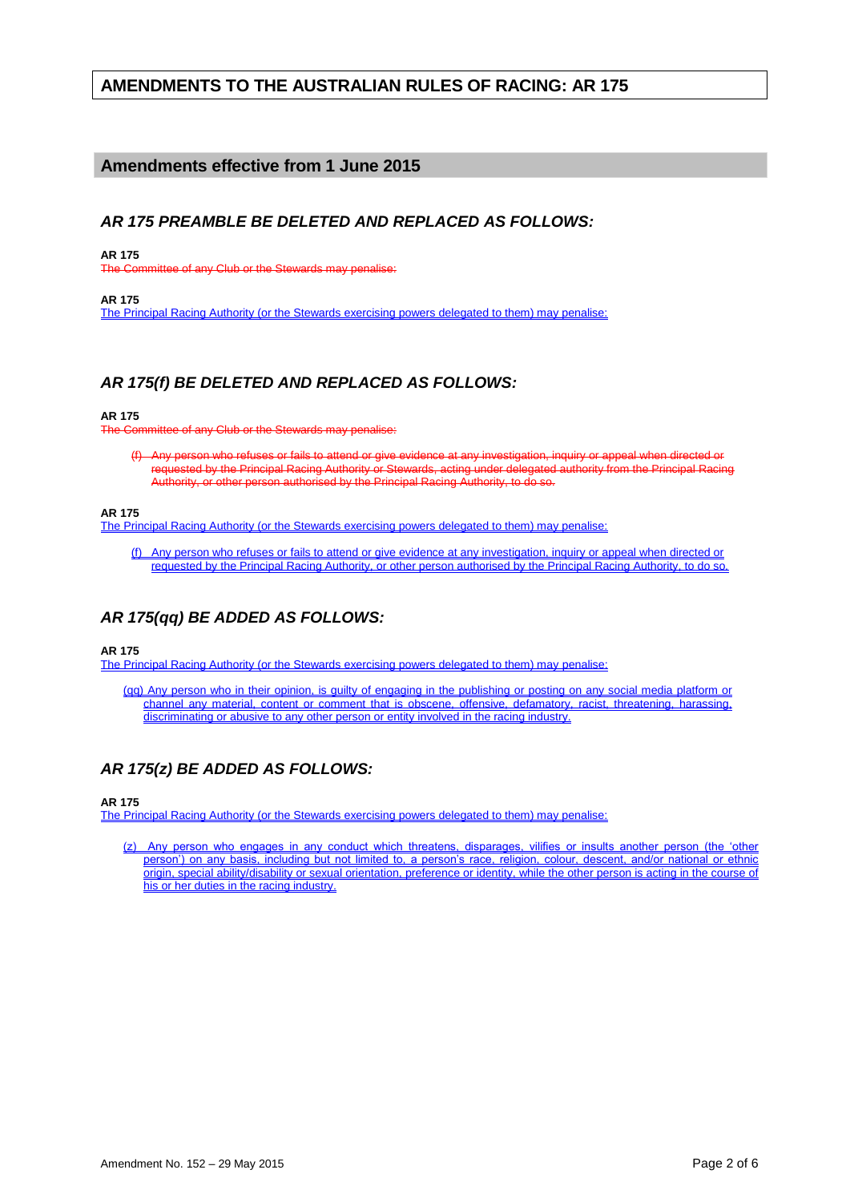# AMENDMENTS TO THE AUSTRALIAN RULES OF RACING: AR 175

## Amendments effective from 1 June 2015

### *AR 175 PREAMBLE BE DELETED AND REPLACED AS FOLLOWS:*

**AR 175**
~~The Committee of any Club or the Stewards may penalise:~~

**AR 175**
<u>The Principal Racing Authority (or the Stewards exercising powers delegated to them) may penalise:</u>

### *AR 175(f) BE DELETED AND REPLACED AS FOLLOWS:*

**AR 175**
~~The Committee of any Club or the Stewards may penalise:~~

> ~~(f) Any person who refuses or fails to attend or give evidence at any investigation, inquiry or appeal when directed or requested by the Principal Racing Authority or Stewards, acting under delegated authority from the Principal Racing Authority, or other person authorised by the Principal Racing Authority, to do so.~~

**AR 175**
<u>The Principal Racing Authority (or the Stewards exercising powers delegated to them) may penalise:</u>

> <u>(f) Any person who refuses or fails to attend or give evidence at any investigation, inquiry or appeal when directed or requested by the Principal Racing Authority, or other person authorised by the Principal Racing Authority, to do so.</u>

### *AR 175(qq) BE ADDED AS FOLLOWS:*

**AR 175**
<u>The Principal Racing Authority (or the Stewards exercising powers delegated to them) may penalise:</u>

> <u>(qq) Any person who in their opinion, is guilty of engaging in the publishing or posting on any social media platform or channel any material, content or comment that is obscene, offensive, defamatory, racist, threatening, harassing, discriminating or abusive to any other person or entity involved in the racing industry.</u>

### *AR 175(z) BE ADDED AS FOLLOWS:*

**AR 175**
<u>The Principal Racing Authority (or the Stewards exercising powers delegated to them) may penalise:</u>

> <u>(z) Any person who engages in any conduct which threatens, disparages, vilifies or insults another person (the 'other person') on any basis, including but not limited to, a person's race, religion, colour, descent, and/or national or ethnic origin, special ability/disability or sexual orientation, preference or identity, while the other person is acting in the course of his or her duties in the racing industry.</u>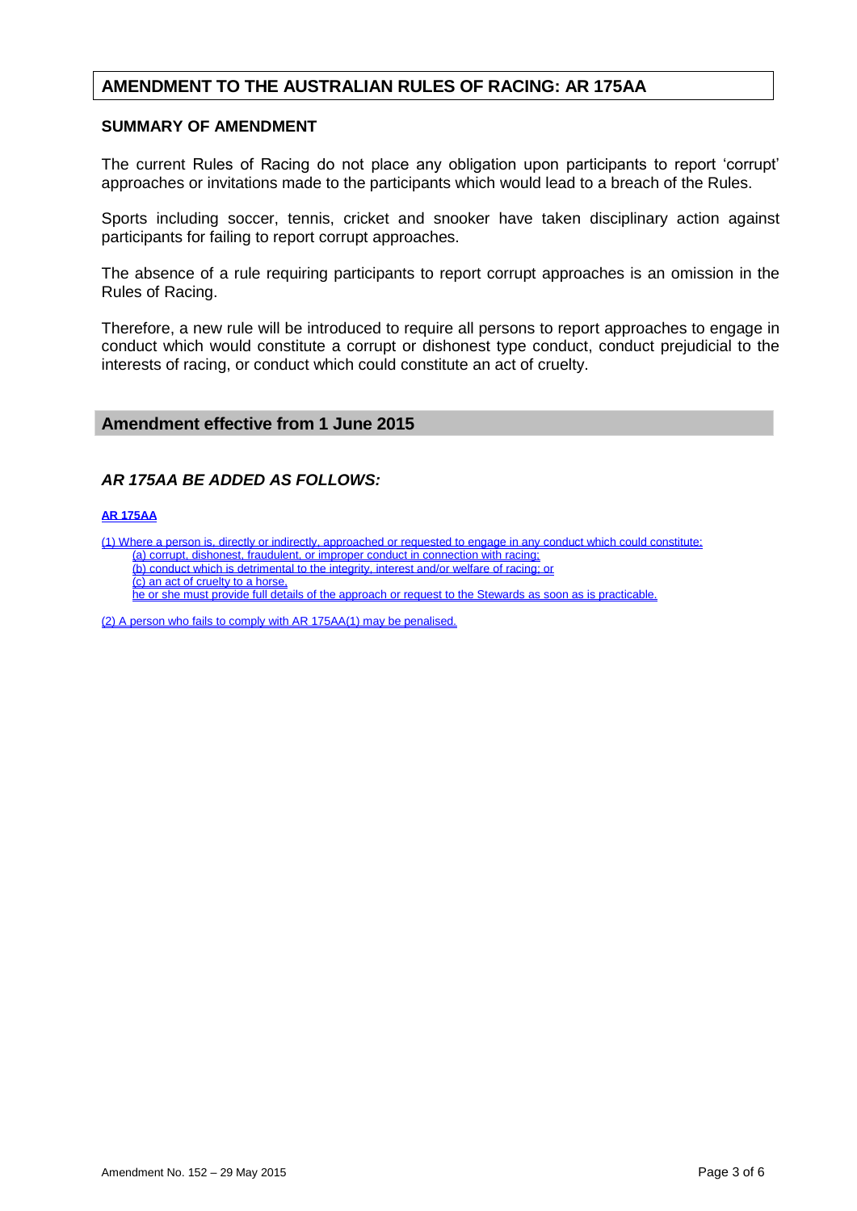## AMENDMENT TO THE AUSTRALIAN RULES OF RACING: AR 175AA

### SUMMARY OF AMENDMENT

The current Rules of Racing do not place any obligation upon participants to report 'corrupt' approaches or invitations made to the participants which would lead to a breach of the Rules.

Sports including soccer, tennis, cricket and snooker have taken disciplinary action against participants for failing to report corrupt approaches.

The absence of a rule requiring participants to report corrupt approaches is an omission in the Rules of Racing.

Therefore, a new rule will be introduced to require all persons to report approaches to engage in conduct which would constitute a corrupt or dishonest type conduct, conduct prejudicial to the interests of racing, or conduct which could constitute an act of cruelty.

### Amendment effective from 1 June 2015

### *AR 175AA BE ADDED AS FOLLOWS:*

**AR 175AA**

(1) Where a person is, directly or indirectly, approached or requested to engage in any conduct which could constitute:

- (a) corrupt, dishonest, fraudulent, or improper conduct in connection with racing;
- (b) conduct which is detrimental to the integrity, interest and/or welfare of racing; or
- (c) an act of cruelty to a horse,

he or she must provide full details of the approach or request to the Stewards as soon as is practicable.

(2) A person who fails to comply with AR 175AA(1) may be penalised.

Amendment No. 152 – 29 May 2015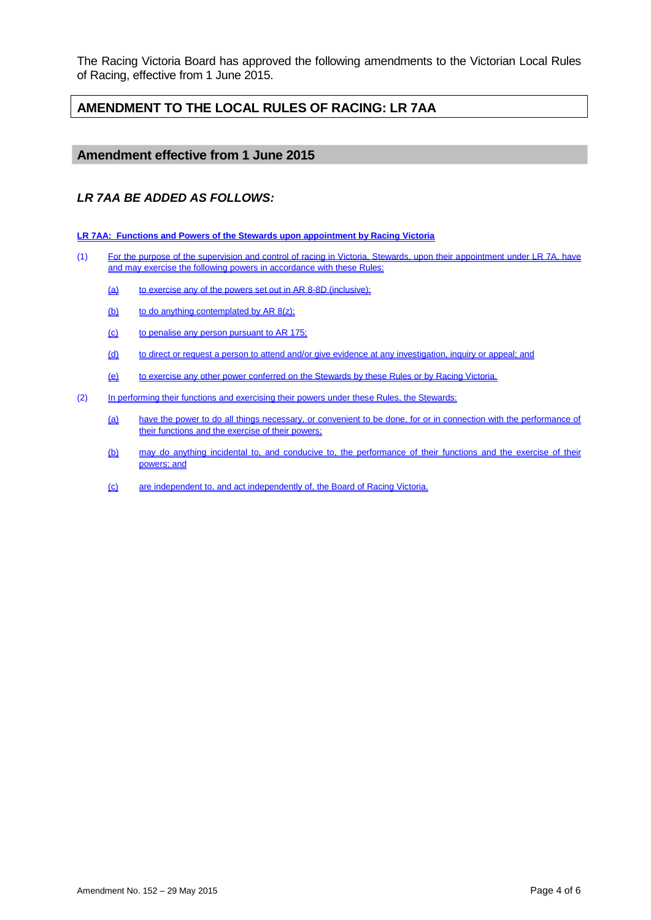The Racing Victoria Board has approved the following amendments to the Victorian Local Rules of Racing, effective from 1 June 2015.

## AMENDMENT TO THE LOCAL RULES OF RACING: LR 7AA

### Amendment effective from 1 June 2015

### *LR 7AA BE ADDED AS FOLLOWS:*

**LR 7AA: Functions and Powers of the Stewards upon appointment by Racing Victoria**

(1) For the purpose of the supervision and control of racing in Victoria, Stewards, upon their appointment under LR 7A, have and may exercise the following powers in accordance with these Rules:

- (a) to exercise any of the powers set out in AR 8-8D (inclusive);
- (b) to do anything contemplated by AR 8(z);
- (c) to penalise any person pursuant to AR 175;
- (d) to direct or request a person to attend and/or give evidence at any investigation, inquiry or appeal; and
- (e) to exercise any other power conferred on the Stewards by these Rules or by Racing Victoria.

(2) In performing their functions and exercising their powers under these Rules, the Stewards:

- (a) have the power to do all things necessary, or convenient to be done, for or in connection with the performance of their functions and the exercise of their powers;
- (b) may do anything incidental to, and conducive to, the performance of their functions and the exercise of their powers; and
- (c) are independent to, and act independently of, the Board of Racing Victoria.

Amendment No. 152 – 29 May 2015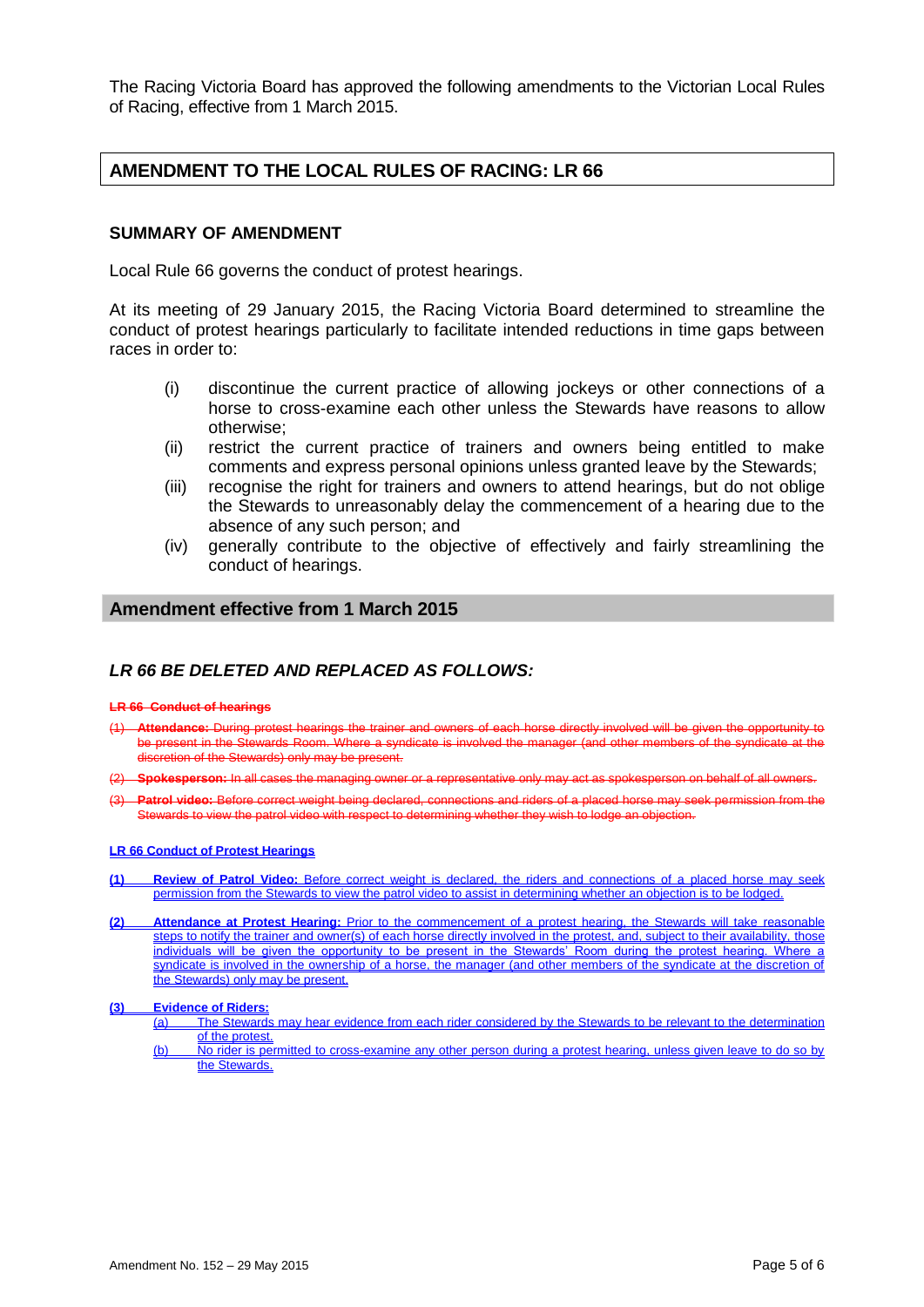The Racing Victoria Board has approved the following amendments to the Victorian Local Rules of Racing, effective from 1 March 2015.

## AMENDMENT TO THE LOCAL RULES OF RACING: LR 66

### SUMMARY OF AMENDMENT

Local Rule 66 governs the conduct of protest hearings.

At its meeting of 29 January 2015, the Racing Victoria Board determined to streamline the conduct of protest hearings particularly to facilitate intended reductions in time gaps between races in order to:

- (i) discontinue the current practice of allowing jockeys or other connections of a horse to cross-examine each other unless the Stewards have reasons to allow otherwise;
- (ii) restrict the current practice of trainers and owners being entitled to make comments and express personal opinions unless granted leave by the Stewards;
- (iii) recognise the right for trainers and owners to attend hearings, but do not oblige the Stewards to unreasonably delay the commencement of a hearing due to the absence of any such person; and
- (iv) generally contribute to the objective of effectively and fairly streamlining the conduct of hearings.

## Amendment effective from 1 March 2015

### *LR 66 BE DELETED AND REPLACED AS FOLLOWS:*

~~**LR 66 Conduct of hearings**~~

~~(1) **Attendance:** During protest hearings the trainer and owners of each horse directly involved will be given the opportunity to be present in the Stewards Room. Where a syndicate is involved the manager (and other members of the syndicate at the discretion of the Stewards) only may be present.~~

~~(2) **Spokesperson:** In all cases the managing owner or a representative only may act as spokesperson on behalf of all owners.~~

~~(3) **Patrol video:** Before correct weight being declared, connections and riders of a placed horse may seek permission from the Stewards to view the patrol video with respect to determining whether they wish to lodge an objection.~~

<u>**LR 66 Conduct of Protest Hearings**</u>

<u>**(1) Review of Patrol Video:** Before correct weight is declared, the riders and connections of a placed horse may seek permission from the Stewards to view the patrol video to assist in determining whether an objection is to be lodged.</u>

<u>**(2) Attendance at Protest Hearing:** Prior to the commencement of a protest hearing, the Stewards will take reasonable steps to notify the trainer and owner(s) of each horse directly involved in the protest, and, subject to their availability, those individuals will be given the opportunity to be present in the Stewards' Room during the protest hearing. Where a syndicate is involved in the ownership of a horse, the manager (and other members of the syndicate at the discretion of the Stewards) only may be present.</u>

<u>**(3) Evidence of Riders:**</u>

<u>(a) The Stewards may hear evidence from each rider considered by the Stewards to be relevant to the determination of the protest.</u>

<u>(b) No rider is permitted to cross-examine any other person during a protest hearing, unless given leave to do so by the Stewards.</u>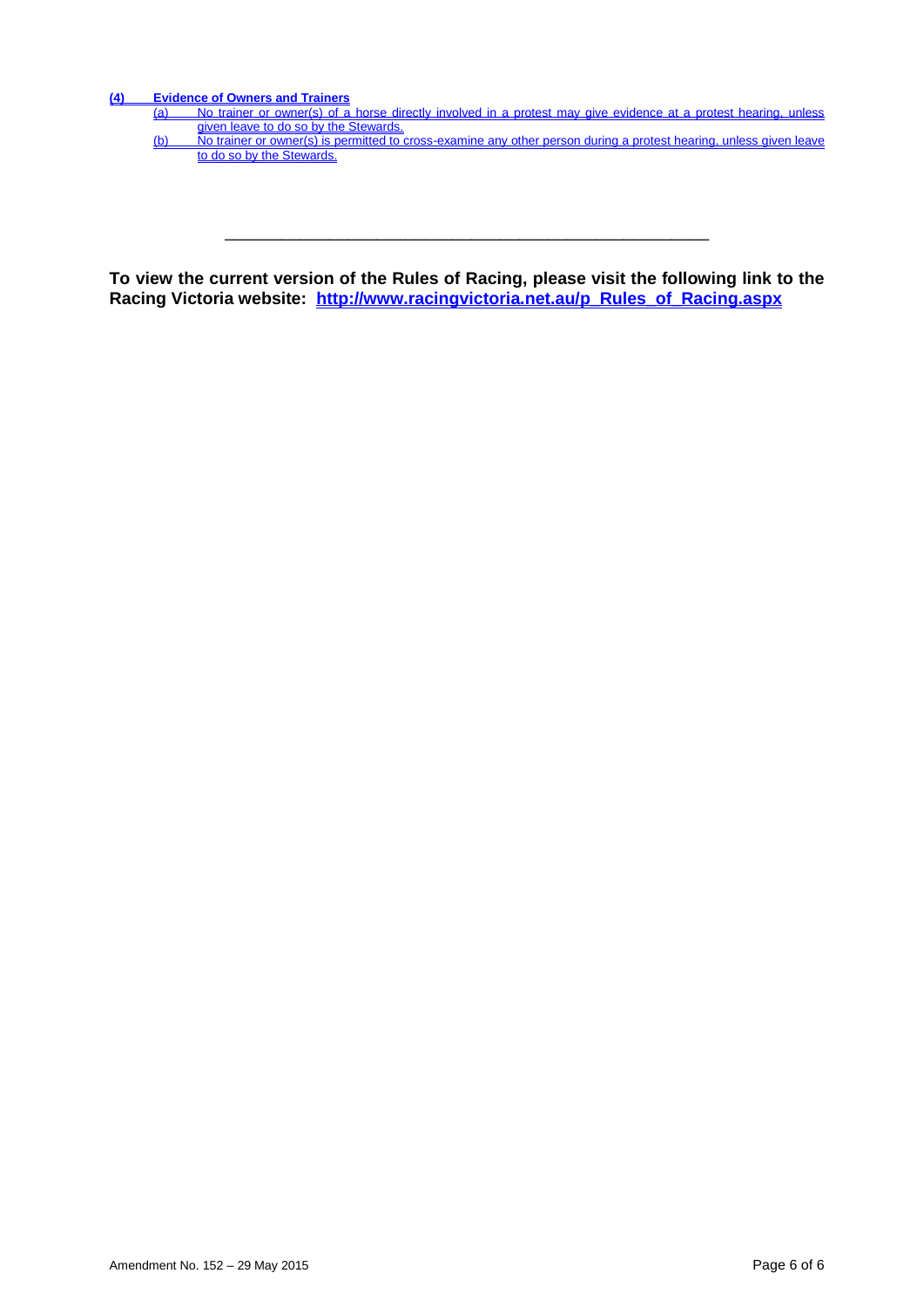**(4) Evidence of Owners and Trainers**

(a) No trainer or owner(s) of a horse directly involved in a protest may give evidence at a protest hearing, unless given leave to do so by the Stewards.

(b) No trainer or owner(s) is permitted to cross-examine any other person during a protest hearing, unless given leave to do so by the Stewards.

---

**To view the current version of the Rules of Racing, please visit the following link to the Racing Victoria website: [http://www.racingvictoria.net.au/p_Rules_of_Racing.aspx](http://www.racingvictoria.net.au/p_Rules_of_Racing.aspx)**

Amendment No. 152 – 29 May 2015